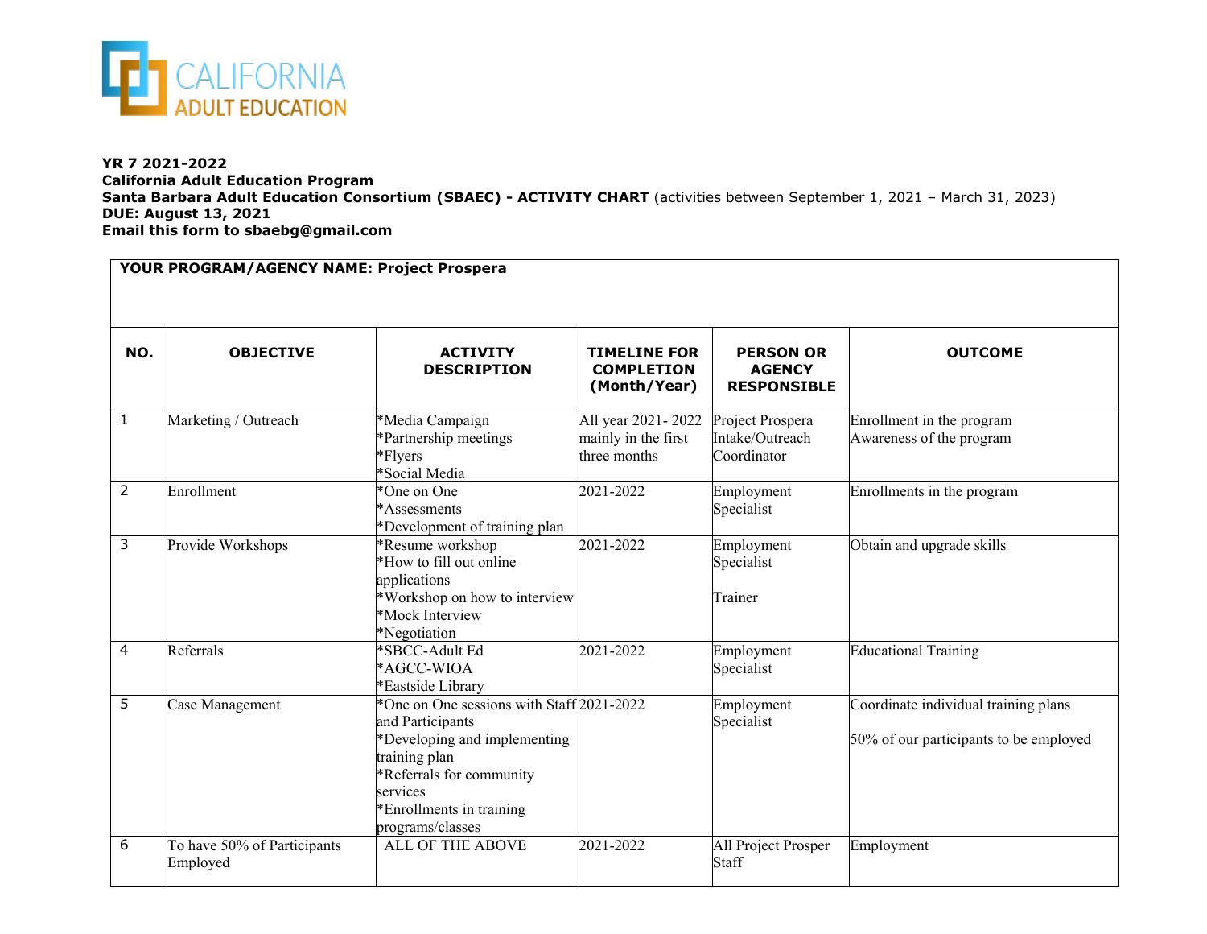CALIFORNIA
ADULT EDUCATION

**YR 7 2021-2022**
**California Adult Education Program**
**Santa Barbara Adult Education Consortium (SBAEC) - ACTIVITY CHART** (activities between September 1, 2021 – March 31, 2023)
**DUE: August 13, 2021**
**Email this form to sbaebg@gmail.com**

**YOUR PROGRAM/AGENCY NAME: Project Prospera**

| NO. | OBJECTIVE | ACTIVITY DESCRIPTION | TIMELINE FOR COMPLETION (Month/Year) | PERSON OR AGENCY RESPONSIBLE | OUTCOME |
|---|---|---|---|---|---|
| 1 | Marketing / Outreach | *Media Campaign<br>*Partnership meetings<br>*Flyers<br>*Social Media | All year 2021- 2022 mainly in the first three months | Project Prospera Intake/Outreach Coordinator | Enrollment in the program<br>Awareness of the program |
| 2 | Enrollment | *One on One<br>*Assessments<br>*Development of training plan | 2021-2022 | Employment Specialist | Enrollments in the program |
| 3 | Provide Workshops | *Resume workshop<br>*How to fill out online applications<br>*Workshop on how to interview<br>*Mock Interview<br>*Negotiation | 2021-2022 | Employment Specialist<br><br>Trainer | Obtain and upgrade skills |
| 4 | Referrals | *SBCC-Adult Ed<br>*AGCC-WIOA<br>*Eastside Library | 2021-2022 | Employment Specialist | Educational Training |
| 5 | Case Management | *One on One sessions with Staff and Participants<br>*Developing and implementing training plan<br>*Referrals for community services<br>*Enrollments in training programs/classes | 2021-2022 | Employment Specialist | Coordinate individual training plans<br><br>50% of our participants to be employed |
| 6 | To have 50% of Participants Employed | ALL OF THE ABOVE | 2021-2022 | All Project Prosper Staff | Employment |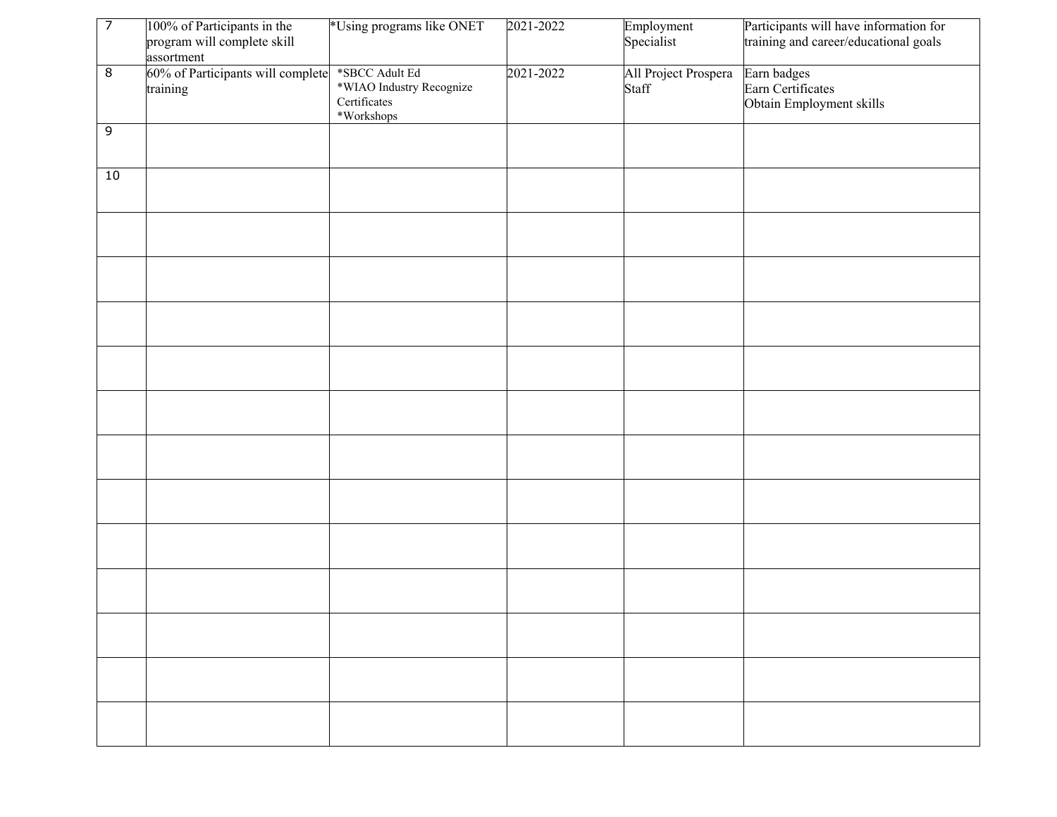| | | | | | |
|---|---|---|---|---|---|
| 7 | 100% of Participants in the program will complete skill assortment | *Using programs like ONET | 2021-2022 | Employment Specialist | Participants will have information for training and career/educational goals |
| 8 | 60% of Participants will complete training | *SBCC Adult Ed<br>*WIAO Industry Recognize Certificates<br>*Workshops | 2021-2022 | All Project Prospera Staff | Earn badges<br>Earn Certificates<br>Obtain Employment skills |
| 9 | | | | | |
| 10 | | | | | |
| | | | | | |
| | | | | | |
| | | | | | |
| | | | | | |
| | | | | | |
| | | | | | |
| | | | | | |
| | | | | | |
| | | | | | |
| | | | | | |
| | | | | | |
| | | | | | |